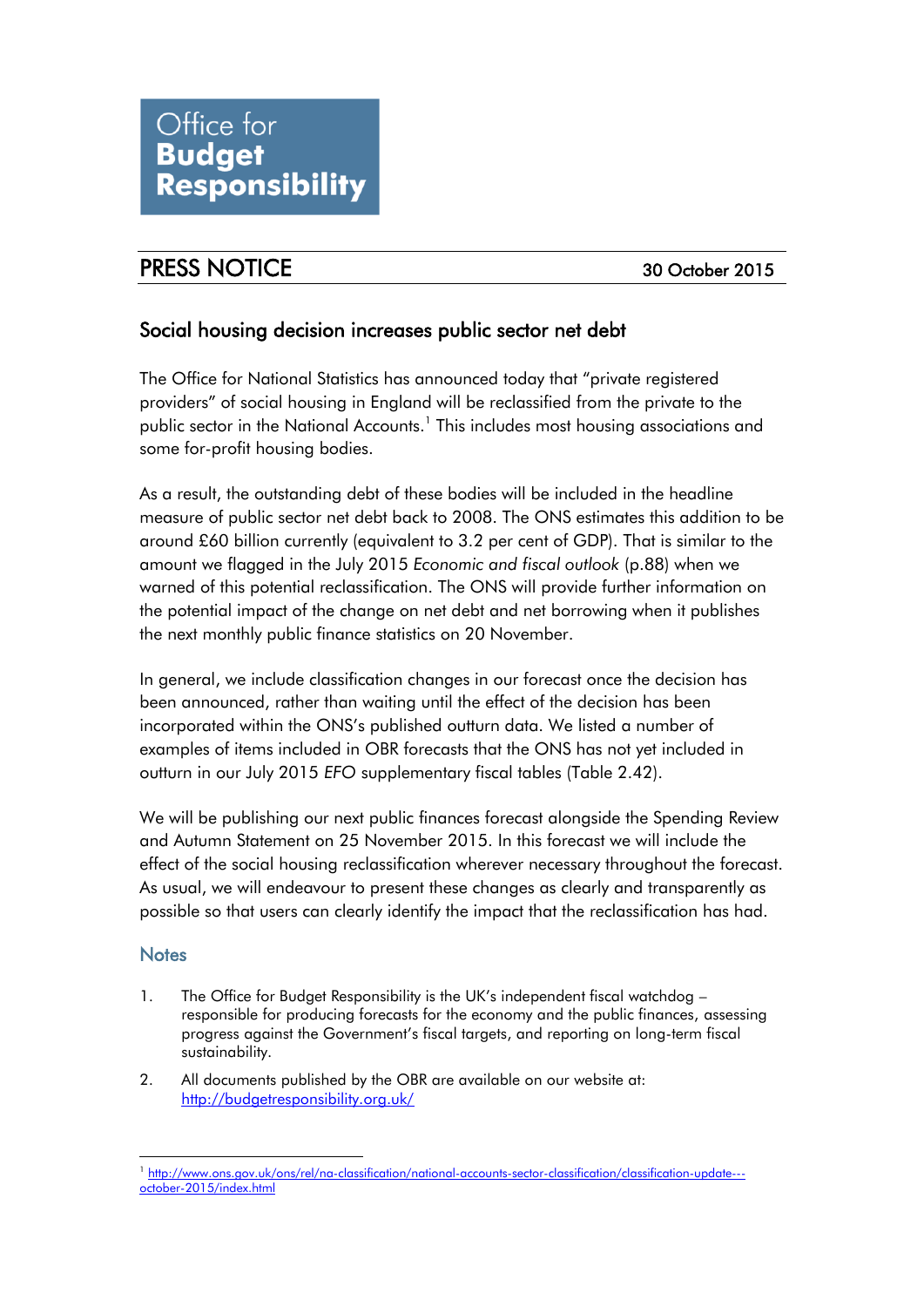# Office for Budget Responsibility

## PRESS NOTICE

30 October 2015

### Social housing decision increases public sector net debt

The Office for National Statistics has announced today that "private registered providers" of social housing in England will be reclassified from the private to the public sector in the National Accounts.[1] This includes most housing associations and some for-profit housing bodies.

As a result, the outstanding debt of these bodies will be included in the headline measure of public sector net debt back to 2008. The ONS estimates this addition to be around £60 billion currently (equivalent to 3.2 per cent of GDP). That is similar to the amount we flagged in the July 2015 *Economic and fiscal outlook* (p.88) when we warned of this potential reclassification. The ONS will provide further information on the potential impact of the change on net debt and net borrowing when it publishes the next monthly public finance statistics on 20 November.

In general, we include classification changes in our forecast once the decision has been announced, rather than waiting until the effect of the decision has been incorporated within the ONS's published outturn data. We listed a number of examples of items included in OBR forecasts that the ONS has not yet included in outturn in our July 2015 *EFO* supplementary fiscal tables (Table 2.42).

We will be publishing our next public finances forecast alongside the Spending Review and Autumn Statement on 25 November 2015. In this forecast we will include the effect of the social housing reclassification wherever necessary throughout the forecast. As usual, we will endeavour to present these changes as clearly and transparently as possible so that users can clearly identify the impact that the reclassification has had.

### Notes

1. The Office for Budget Responsibility is the UK's independent fiscal watchdog – responsible for producing forecasts for the economy and the public finances, assessing progress against the Government's fiscal targets, and reporting on long-term fiscal sustainability.
2. All documents published by the OBR are available on our website at: http://budgetresponsibility.org.uk/

---

[1] http://www.ons.gov.uk/ons/rel/na-classification/national-accounts-sector-classification/classification-update---october-2015/index.html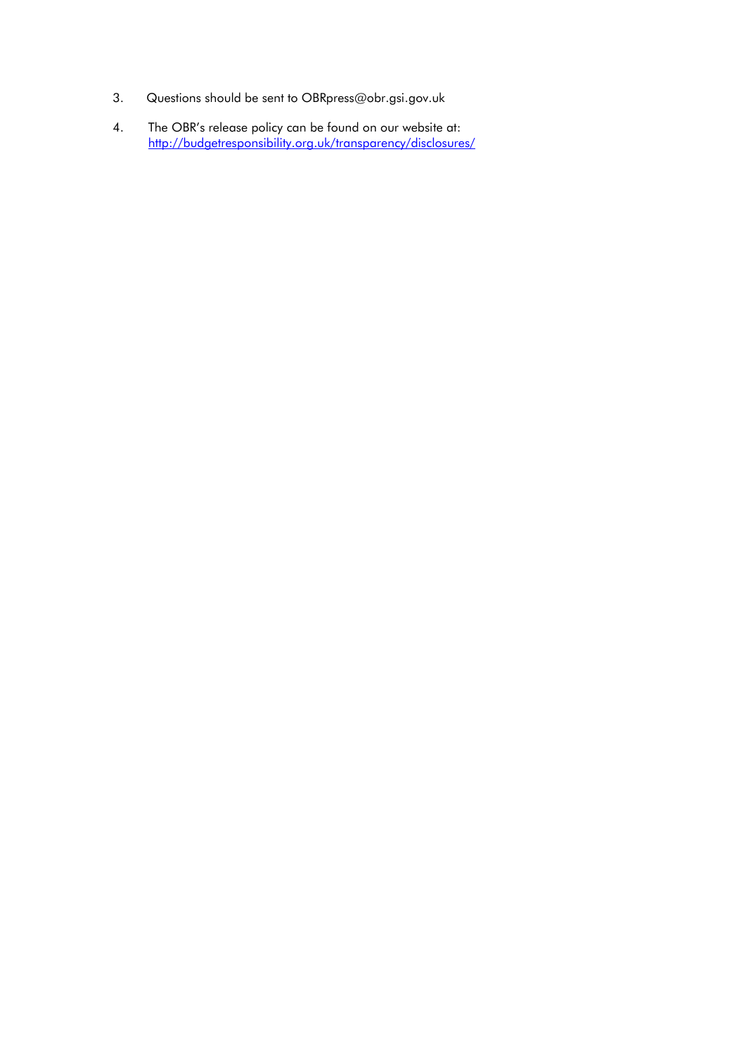3. Questions should be sent to OBRpress@obr.gsi.gov.uk

4. The OBR's release policy can be found on our website at: http://budgetresponsibility.org.uk/transparency/disclosures/